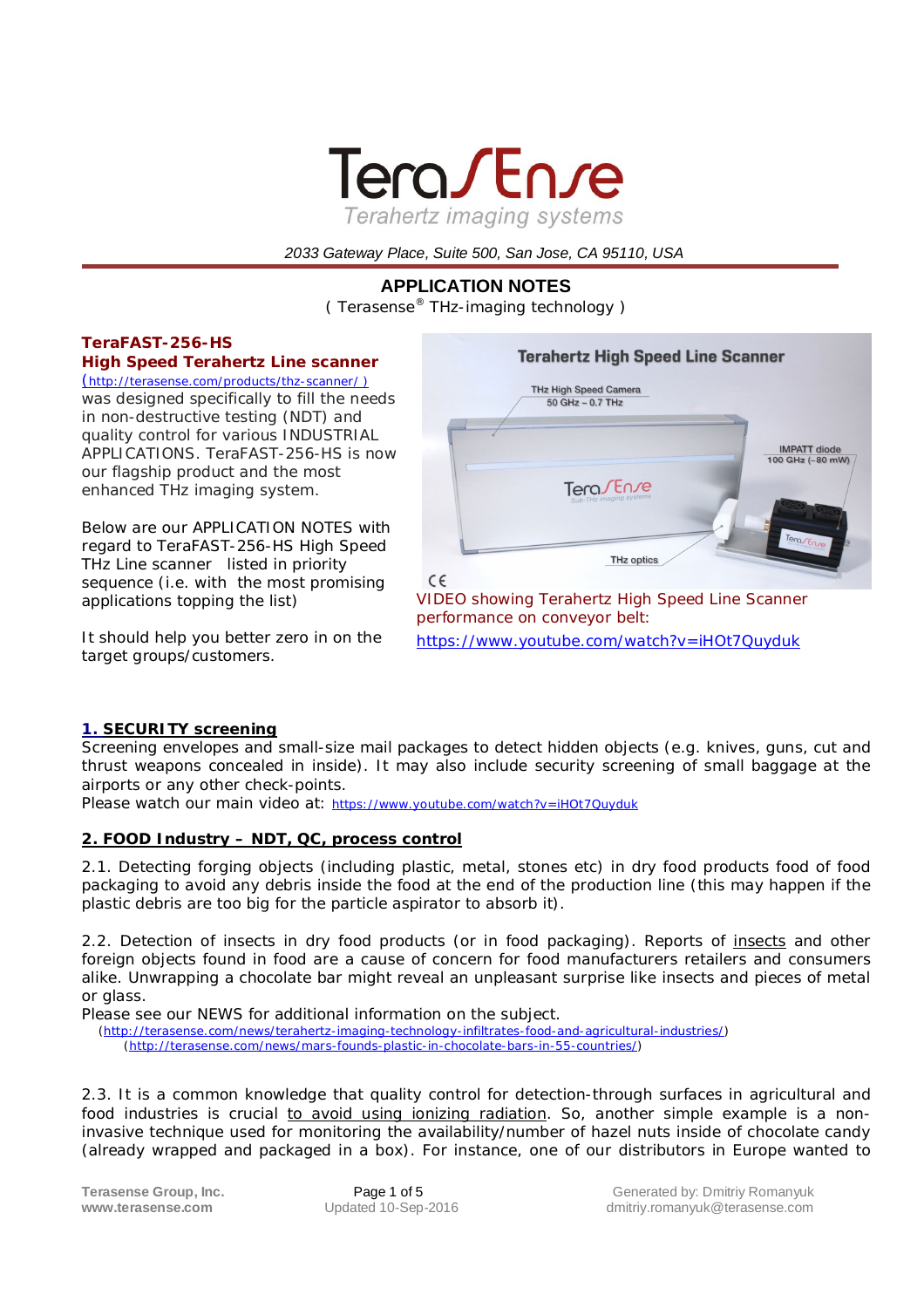# TeraSEnse

Terahertz imaging systems

*2033 Gateway Place, Suite 500, San Jose, CA 95110, USA*

## APPLICATION NOTES

( Terasense® THz-imaging technology )

**TeraFAST-256-HS**
**High Speed Terahertz Line scanner**
(http://terasense.com/products/thz-scanner/ ) was designed specifically to fill the needs in non-destructive testing (NDT) and quality control for various INDUSTRIAL APPLICATIONS. TeraFAST-256-HS is now our flagship product and the most enhanced THz imaging system.

Below are our APPLICATION NOTES with regard to TeraFAST-256-HS High Speed THz Line scanner listed in priority sequence (i.e. with the most promising applications topping the list)

It should help you better zero in on the target groups/customers.

VIDEO showing Terahertz High Speed Line Scanner performance on conveyor belt:
https://www.youtube.com/watch?v=iHOt7Quyduk

### 1. SECURITY screening

Screening envelopes and small-size mail packages to detect hidden objects (e.g. knives, guns, cut and thrust weapons concealed in inside). It may also include security screening of small baggage at the airports or any other check-points.
Please watch our main video at: https://www.youtube.com/watch?v=iHOt7Quyduk

### 2. FOOD Industry – NDT, QC, process control

2.1. Detecting forging objects (including plastic, metal, stones etc) in dry food products food of food packaging to avoid any debris inside the food at the end of the production line (this may happen if the plastic debris are too big for the particle aspirator to absorb it).

2.2. Detection of insects in dry food products (or in food packaging). Reports of insects and other foreign objects found in food are a cause of concern for food manufacturers retailers and consumers alike. Unwrapping a chocolate bar might reveal an unpleasant surprise like insects and pieces of metal or glass.
Please see our NEWS for additional information on the subject.
(http://terasense.com/news/terahertz-imaging-technology-infiltrates-food-and-agricultural-industries/)
(http://terasense.com/news/mars-founds-plastic-in-chocolate-bars-in-55-countries/)

2.3. It is a common knowledge that quality control for detection-through surfaces in agricultural and food industries is crucial to avoid using ionizing radiation. So, another simple example is a non-invasive technique used for monitoring the availability/number of hazel nuts inside of chocolate candy (already wrapped and packaged in a box). For instance, one of our distributors in Europe wanted to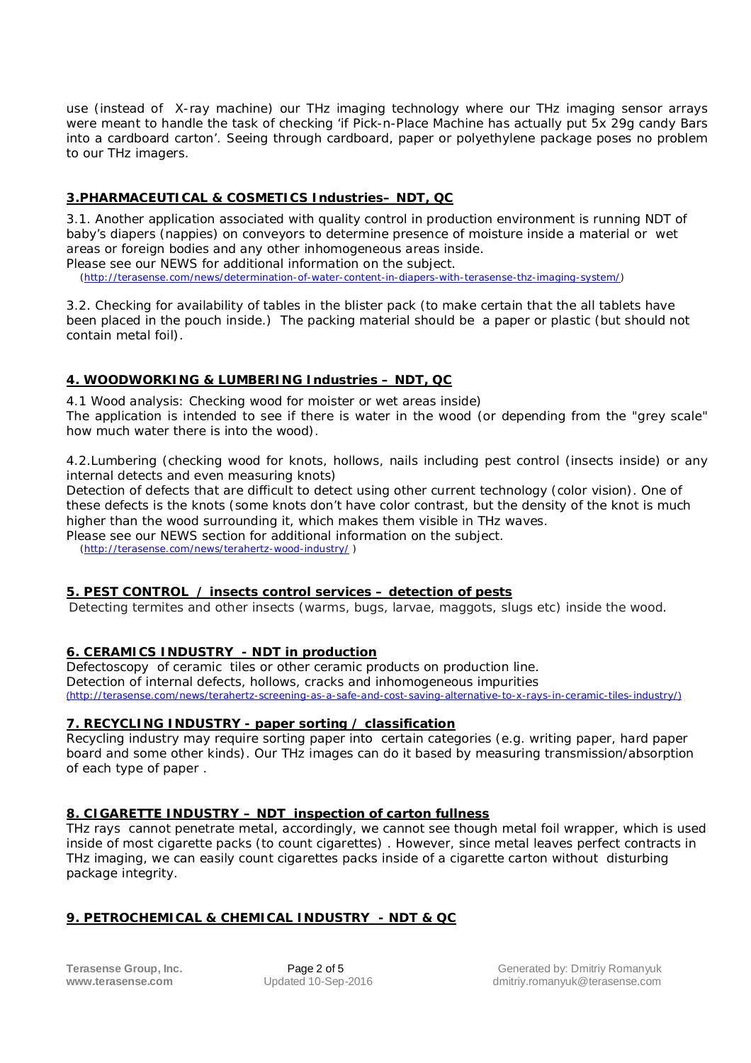use (instead of X-ray machine) our THz imaging technology where our THz imaging sensor arrays were meant to handle the task of checking 'if Pick-n-Place Machine has actually put 5x 29g candy Bars into a cardboard carton'. Seeing through cardboard, paper or polyethylene package poses no problem to our THz imagers.

## 3.PHARMACEUTICAL & COSMETICS Industries– NDT, QC

3.1. Another application associated with quality control in production environment is running NDT of baby's diapers (nappies) on conveyors to determine presence of moisture inside a material or wet areas or foreign bodies and any other inhomogeneous areas inside.
Please see our NEWS for additional information on the subject.
(http://terasense.com/news/determination-of-water-content-in-diapers-with-terasense-thz-imaging-system/)

3.2. Checking for availability of tables in the blister pack (to make certain that the all tablets have been placed in the pouch inside.) The packing material should be a paper or plastic (but should not contain metal foil).

## 4. WOODWORKING & LUMBERING Industries – NDT, QC

4.1 Wood analysis: Checking wood for moister or wet areas inside)
The application is intended to see if there is water in the wood (or depending from the "grey scale" how much water there is into the wood).

4.2.Lumbering (checking wood for knots, hollows, nails including pest control (insects inside) or any internal detects and even measuring knots)
Detection of defects that are difficult to detect using other current technology (color vision). One of these defects is the knots (some knots don't have color contrast, but the density of the knot is much higher than the wood surrounding it, which makes them visible in THz waves.
Please see our NEWS section for additional information on the subject.
(http://terasense.com/news/terahertz-wood-industry/ )

## 5. PEST CONTROL / insects control services – detection of pests

Detecting termites and other insects (warms, bugs, larvae, maggots, slugs etc) inside the wood.

## 6. CERAMICS INDUSTRY - NDT in production

Defectoscopy of ceramic tiles or other ceramic products on production line.
Detection of internal defects, hollows, cracks and inhomogeneous impurities
(http://terasense.com/news/terahertz-screening-as-a-safe-and-cost-saving-alternative-to-x-rays-in-ceramic-tiles-industry/)

## 7. RECYCLING INDUSTRY - paper sorting / classification

Recycling industry may require sorting paper into certain categories (e.g. writing paper, hard paper board and some other kinds). Our THz images can do it based by measuring transmission/absorption of each type of paper .

## 8. CIGARETTE INDUSTRY – NDT inspection of carton fullness

THz rays cannot penetrate metal, accordingly, we cannot see though metal foil wrapper, which is used inside of most cigarette packs (to count cigarettes) . However, since metal leaves perfect contracts in THz imaging, we can easily count cigarettes packs inside of a cigarette carton without disturbing package integrity.

## 9. PETROCHEMICAL & CHEMICAL INDUSTRY - NDT & QC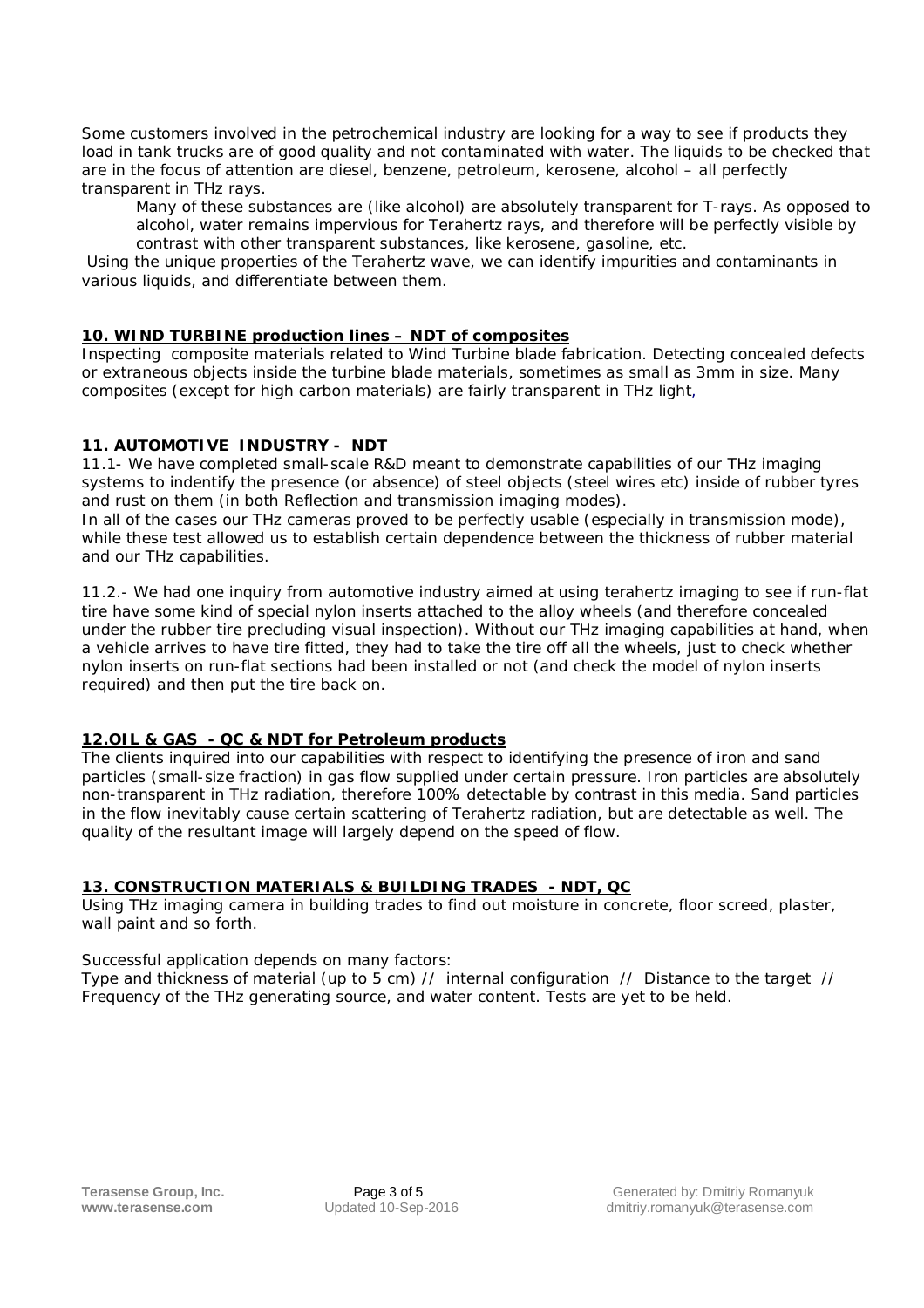Some customers involved in the petrochemical industry are looking for a way to see if products they load in tank trucks are of good quality and not contaminated with water. The liquids to be checked that are in the focus of attention are diesel, benzene, petroleum, kerosene, alcohol – all perfectly transparent in THz rays.

> Many of these substances are (like alcohol) are absolutely transparent for T-rays. As opposed to alcohol, water remains impervious for Terahertz rays, and therefore will be perfectly visible by contrast with other transparent substances, like kerosene, gasoline, etc.

Using the unique properties of the Terahertz wave, we can identify impurities and contaminants in various liquids, and differentiate between them.

**10. WIND TURBINE production lines – NDT of composites**

Inspecting composite materials related to Wind Turbine blade fabrication. Detecting concealed defects or extraneous objects inside the turbine blade materials, sometimes as small as 3mm in size. Many composites (except for high carbon materials) are fairly transparent in THz light,

**11. AUTOMOTIVE INDUSTRY - NDT**

11.1- We have completed small-scale R&D meant to demonstrate capabilities of our THz imaging systems to indentify the presence (or absence) of steel objects (steel wires etc) inside of rubber tyres and rust on them (in both Reflection and transmission imaging modes).
In all of the cases our THz cameras proved to be perfectly usable (especially in transmission mode), while these test allowed us to establish certain dependence between the thickness of rubber material and our THz capabilities.

11.2.- We had one inquiry from automotive industry aimed at using terahertz imaging to see if run-flat tire have some kind of special nylon inserts attached to the alloy wheels (and therefore concealed under the rubber tire precluding visual inspection). Without our THz imaging capabilities at hand, when a vehicle arrives to have tire fitted, they had to take the tire off all the wheels, just to check whether nylon inserts on run-flat sections had been installed or not (and check the model of nylon inserts required) and then put the tire back on.

**12.OIL & GAS - QC & NDT for Petroleum products**

The clients inquired into our capabilities with respect to identifying the presence of iron and sand particles (small-size fraction) in gas flow supplied under certain pressure. Iron particles are absolutely non-transparent in THz radiation, therefore 100% detectable by contrast in this media. Sand particles in the flow inevitably cause certain scattering of Terahertz radiation, but are detectable as well. The quality of the resultant image will largely depend on the speed of flow.

**13. CONSTRUCTION MATERIALS & BUILDING TRADES - NDT, QC**

Using THz imaging camera in building trades to find out moisture in concrete, floor screed, plaster, wall paint and so forth.

Successful application depends on many factors:
Type and thickness of material (up to 5 cm) // internal configuration // Distance to the target // Frequency of the THz generating source, and water content. Tests are yet to be held.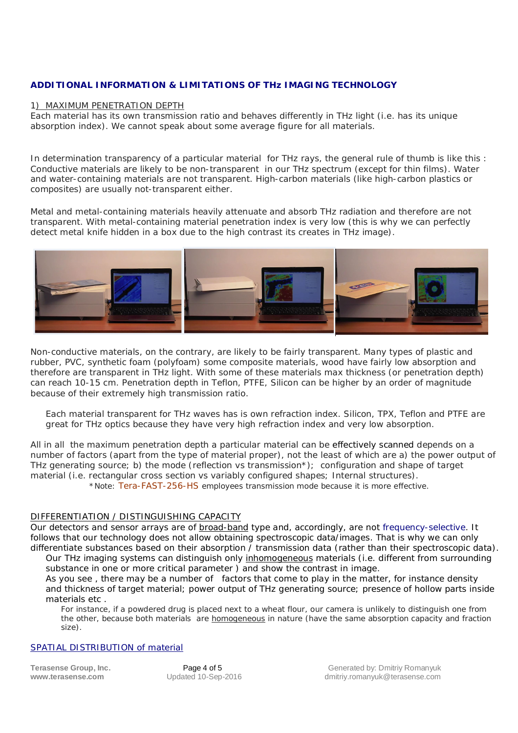## ADDITIONAL INFORMATION & LIMITATIONS OF THz IMAGING TECHNOLOGY

1) MAXIMUM PENETRATION DEPTH

Each material has its own transmission ratio and behaves differently in THz light (i.e. has its unique absorption index). We cannot speak about some average figure for all materials.

In determination transparency of a particular material for THz rays, the general rule of thumb is like this : Conductive materials are likely to be non-transparent in our THz spectrum (except for thin films). Water and water-containing materials are not transparent. High-carbon materials (like high-carbon plastics or composites) are usually not-transparent either.

Metal and metal-containing materials heavily attenuate and absorb THz radiation and therefore are not transparent. With metal-containing material penetration index is very low (this is why we can perfectly detect metal knife hidden in a box due to the high contrast its creates in THz image).

Non-conductive materials, on the contrary, are likely to be fairly transparent. Many types of plastic and rubber, PVC, synthetic foam (polyfoam) some composite materials, wood have fairly low absorption and therefore are transparent in THz light. With some of these materials max thickness (or penetration depth) can reach 10-15 cm. Penetration depth in Teflon, PTFE, Silicon can be higher by an order of magnitude because of their extremely high transmission ratio.

Each material transparent for THz waves has is own refraction index. Silicon, TPX, Teflon and PTFE are great for THz optics because they have very high refraction index and very low absorption.

All in all the maximum penetration depth a particular material can be effectively scanned depends on a number of factors (apart from the type of material proper), not the least of which are a) the power output of THz generating source; b) the mode (reflection vs transmission*); configuration and shape of target material (i.e. rectangular cross section vs variably configured shapes; Internal structures).

*Note: Tera-FAST-256-HS employees transmission mode because it is more effective.

DIFFERENTIATION / DISTINGUISHING CAPACITY

Our detectors and sensor arrays are of broad-band type and, accordingly, are not frequency-selective. It follows that our technology does not allow obtaining spectroscopic data/images. That is why we can only differentiate substances based on their absorption / transmission data (rather than their spectroscopic data).

Our THz imaging systems can distinguish only inhomogeneous materials (i.e. different from surrounding substance in one or more critical parameter ) and show the contrast in image.

As you see , there may be a number of factors that come to play in the matter, for instance density and thickness of target material; power output of THz generating source; presence of hollow parts inside materials etc .

For instance, if a powdered drug is placed next to a wheat flour, our camera is unlikely to distinguish one from the other, because both materials are homogeneous in nature (have the same absorption capacity and fraction size).

SPATIAL DISTRIBUTION of material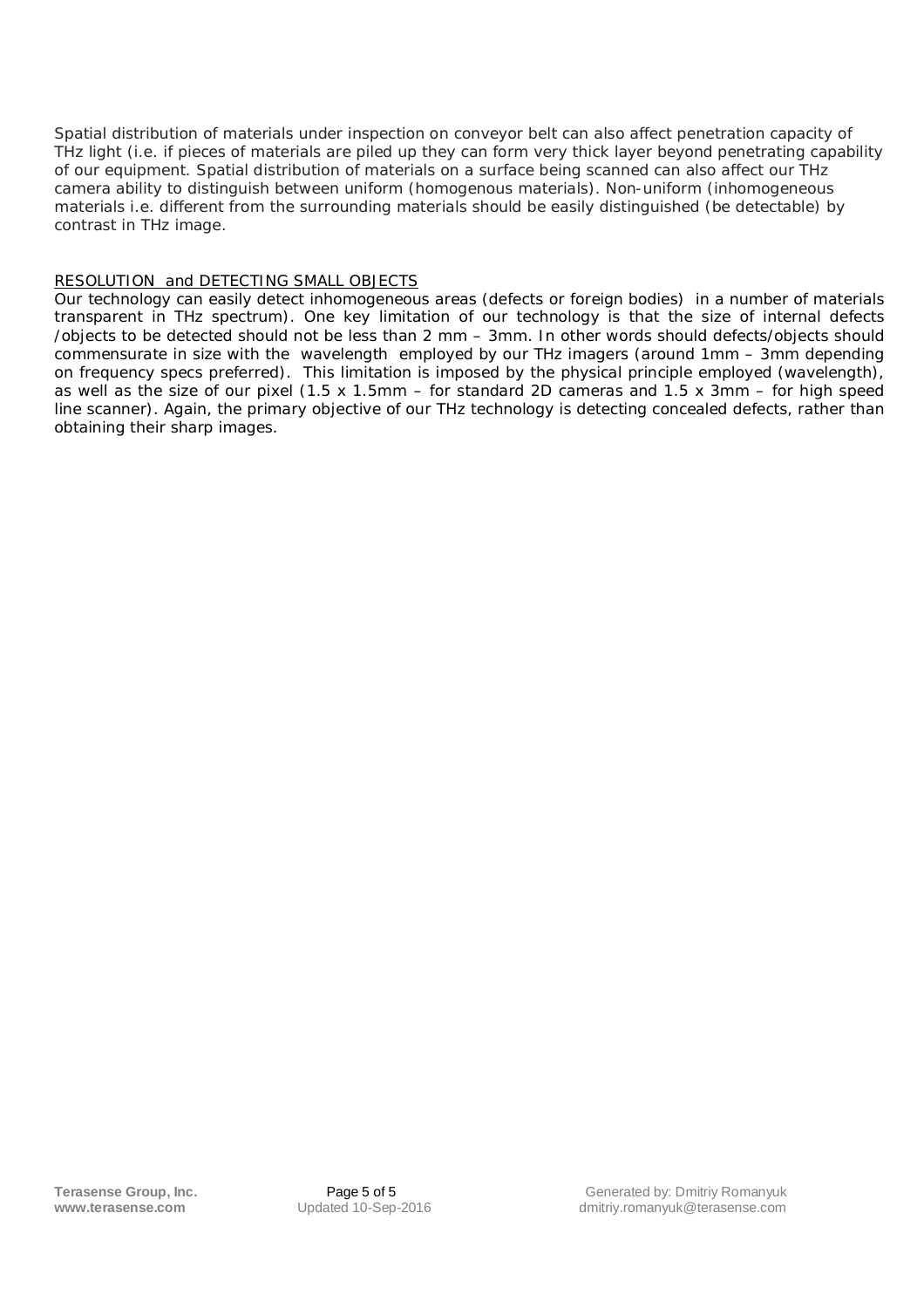Spatial distribution of materials under inspection on conveyor belt can also affect penetration capacity of THz light (i.e. if pieces of materials are piled up they can form very thick layer beyond penetrating capability of our equipment. Spatial distribution of materials on a surface being scanned can also affect our THz camera ability to distinguish between uniform (homogenous materials). Non-uniform (inhomogeneous materials i.e. different from the surrounding materials should be easily distinguished (be detectable) by contrast in THz image.

<u>RESOLUTION and DETECTING SMALL OBJECTS</u>

Our technology can easily detect inhomogeneous areas (defects or foreign bodies) in a number of materials transparent in THz spectrum). One key limitation of our technology is that the size of internal defects /objects to be detected should not be less than 2 mm – 3mm. In other words should defects/objects should commensurate in size with the wavelength employed by our THz imagers (around 1mm – 3mm depending on frequency specs preferred). This limitation is imposed by the physical principle employed (wavelength), as well as the size of our pixel (1.5 x 1.5mm – for standard 2D cameras and 1.5 x 3mm – for high speed line scanner). Again, the primary objective of our THz technology is detecting concealed defects, rather than obtaining their sharp images.